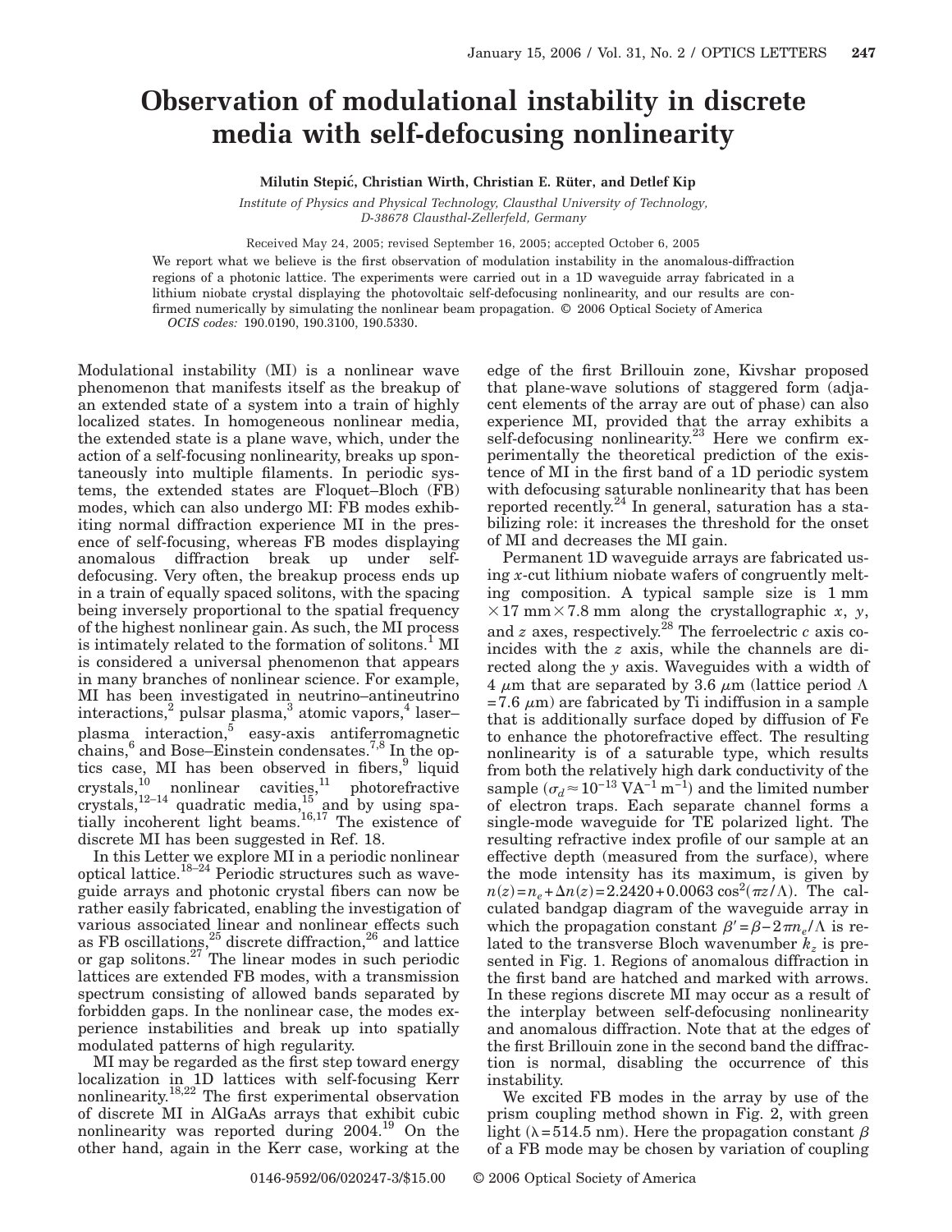# Observation of modulational instability in discrete media with self-defocusing nonlinearity

**Milutin Stepić, Christian Wirth, Christian E. Rüter, and Detlef Kip**

*Institute of Physics and Physical Technology, Clausthal University of Technology, D-38678 Clausthal-Zellerfeld, Germany*

Received May 24, 2005; revised September 16, 2005; accepted October 6, 2005

We report what we believe is the first observation of modulation instability in the anomalous-diffraction regions of a photonic lattice. The experiments were carried out in a 1D waveguide array fabricated in a lithium niobate crystal displaying the photovoltaic self-defocusing nonlinearity, and our results are confirmed numerically by simulating the nonlinear beam propagation. © 2006 Optical Society of America

*OCIS codes:* 190.0190, 190.3100, 190.5330.

Modulational instability (MI) is a nonlinear wave phenomenon that manifests itself as the breakup of an extended state of a system into a train of highly localized states. In homogeneous nonlinear media, the extended state is a plane wave, which, under the action of a self-focusing nonlinearity, breaks up spontaneously into multiple filaments. In periodic systems, the extended states are Floquet–Bloch (FB) modes, which can also undergo MI: FB modes exhibiting normal diffraction experience MI in the presence of self-focusing, whereas FB modes displaying anomalous diffraction break up under self-defocusing. Very often, the breakup process ends up in a train of equally spaced solitons, with the spacing being inversely proportional to the spatial frequency of the highest nonlinear gain. As such, the MI process is intimately related to the formation of solitons.[1] MI is considered a universal phenomenon that appears in many branches of nonlinear science. For example, MI has been investigated in neutrino–antineutrino interactions,[2] pulsar plasma,[3] atomic vapors,[4] laser–plasma interaction,[5] easy-axis antiferromagnetic chains,[6] and Bose–Einstein condensates.[7,8] In the optics case, MI has been observed in fibers,[9] liquid crystals,[10] nonlinear cavities,[11] photorefractive crystals,[12–14] quadratic media,[15] and by using spatially incoherent light beams.[16,17] The existence of discrete MI has been suggested in Ref. 18.

In this Letter we explore MI in a periodic nonlinear optical lattice.[18–24] Periodic structures such as waveguide arrays and photonic crystal fibers can now be rather easily fabricated, enabling the investigation of various associated linear and nonlinear effects such as FB oscillations,[25] discrete diffraction,[26] and lattice or gap solitons.[27] The linear modes in such periodic lattices are extended FB modes, with a transmission spectrum consisting of allowed bands separated by forbidden gaps. In the nonlinear case, the modes experience instabilities and break up into spatially modulated patterns of high regularity.

MI may be regarded as the first step toward energy localization in 1D lattices with self-focusing Kerr nonlinearity.[18,22] The first experimental observation of discrete MI in AlGaAs arrays that exhibit cubic nonlinearity was reported during 2004.[19] On the other hand, again in the Kerr case, working at the edge of the first Brillouin zone, Kivshar proposed that plane-wave solutions of staggered form (adjacent elements of the array are out of phase) can also experience MI, provided that the array exhibits a self-defocusing nonlinearity.[23] Here we confirm experimentally the theoretical prediction of the existence of MI in the first band of a 1D periodic system with defocusing saturable nonlinearity that has been reported recently.[24] In general, saturation has a stabilizing role: it increases the threshold for the onset of MI and decreases the MI gain.

Permanent 1D waveguide arrays are fabricated using $x$-cut lithium niobate wafers of congruently melting composition. A typical sample size is $1\ \mathrm{mm} \times 17\ \mathrm{mm} \times 7.8\ \mathrm{mm}$ along the crystallographic $x$, $y$, and $z$ axes, respectively.[28] The ferroelectric $c$ axis coincides with the $z$ axis, while the channels are directed along the $y$ axis. Waveguides with a width of $4\ \mu\mathrm{m}$ that are separated by $3.6\ \mu\mathrm{m}$ (lattice period $\Lambda = 7.6\ \mu\mathrm{m}$) are fabricated by Ti indiffusion in a sample that is additionally surface doped by diffusion of Fe to enhance the photorefractive effect. The resulting nonlinearity is of a saturable type, which results from both the relatively high dark conductivity of the sample ($\sigma_d \approx 10^{-13}\ \mathrm{VA^{-1}\,m^{-1}}$) and the limited number of electron traps. Each separate channel forms a single-mode waveguide for TE polarized light. The resulting refractive index profile of our sample at an effective depth (measured from the surface), where the mode intensity has its maximum, is given by $n(z) = n_e + \Delta n(z) = 2.2420 + 0.0063 \cos^2(\pi z/\Lambda)$. The calculated bandgap diagram of the waveguide array in which the propagation constant $\beta' = \beta - 2\pi n_e/\Lambda$ is related to the transverse Bloch wavenumber $k_z$ is presented in Fig. 1. Regions of anomalous diffraction in the first band are hatched and marked with arrows. In these regions discrete MI may occur as a result of the interplay between self-defocusing nonlinearity and anomalous diffraction. Note that at the edges of the first Brillouin zone in the second band the diffraction is normal, disabling the occurrence of this instability.

We excited FB modes in the array by use of the prism coupling method shown in Fig. 2, with green light ($\lambda = 514.5\ \mathrm{nm}$). Here the propagation constant $\beta$ of a FB mode may be chosen by variation of coupling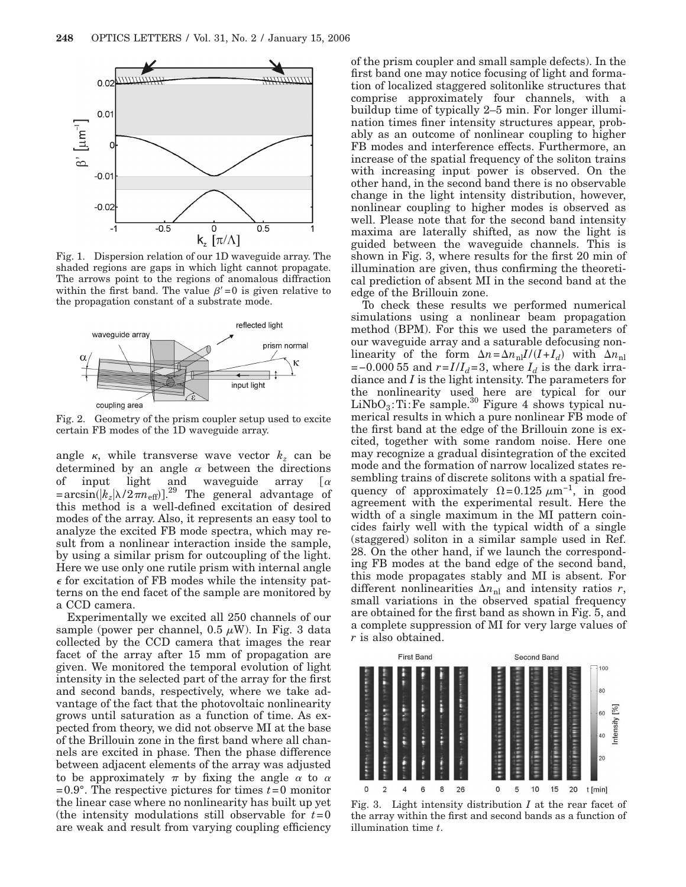Fig. 1. Dispersion relation of our 1D waveguide array. The shaded regions are gaps in which light cannot propagate. The arrows point to the regions of anomalous diffraction within the first band. The value $\beta'=0$ is given relative to the propagation constant of a substrate mode.

Fig. 2. Geometry of the prism coupler setup used to excite certain FB modes of the 1D waveguide array.

angle $\kappa$, while transverse wave vector $k_z$ can be determined by an angle $\alpha$ between the directions of input light and waveguide array [$\alpha = \arcsin(|k_z|\lambda/2\pi n_{\mathrm{eff}})$].[29] The general advantage of this method is a well-defined excitation of desired modes of the array. Also, it represents an easy tool to analyze the excited FB mode spectra, which may result from a nonlinear interaction inside the sample, by using a similar prism for outcoupling of the light. Here we use only one rutile prism with internal angle $\epsilon$ for excitation of FB modes while the intensity patterns on the end facet of the sample are monitored by a CCD camera.

Experimentally we excited all 250 channels of our sample (power per channel, 0.5 $\mu$W). In Fig. 3 data collected by the CCD camera that images the rear facet of the array after 15 mm of propagation are given. We monitored the temporal evolution of light intensity in the selected part of the array for the first and second bands, respectively, where we take advantage of the fact that the photovoltaic nonlinearity grows until saturation as a function of time. As expected from theory, we did not observe MI at the base of the Brillouin zone in the first band where all channels are excited in phase. Then the phase difference between adjacent elements of the array was adjusted to be approximately $\pi$ by fixing the angle $\alpha$ to $\alpha = 0.9°$. The respective pictures for times $t=0$ monitor the linear case where no nonlinearity has built up yet (the intensity modulations still observable for $t=0$ are weak and result from varying coupling efficiency of the prism coupler and small sample defects). In the first band one may notice focusing of light and formation of localized staggered solitonlike structures that comprise approximately four channels, with a buildup time of typically 2–5 min. For longer illumination times finer intensity structures appear, probably as an outcome of nonlinear coupling to higher FB modes and interference effects. Furthermore, an increase of the spatial frequency of the soliton trains with increasing input power is observed. On the other hand, in the second band there is no observable change in the light intensity distribution, however, nonlinear coupling to higher modes is observed as well. Please note that for the second band intensity maxima are laterally shifted, as now the light is guided between the waveguide channels. This is shown in Fig. 3, where results for the first 20 min of illumination are given, thus confirming the theoretical prediction of absent MI in the second band at the edge of the Brillouin zone.

To check these results we performed numerical simulations using a nonlinear beam propagation method (BPM). For this we used the parameters of our waveguide array and a saturable defocusing nonlinearity of the form $\Delta n = \Delta n_{\mathrm{nl}} I/(I+I_d)$ with $\Delta n_{\mathrm{nl}} = -0.000\,55$ and $r = I/I_d = 3$, where $I_d$ is the dark irradiance and $I$ is the light intensity. The parameters for the nonlinearity used here are typical for our $\mathrm{LiNbO_3{:}Ti{:}Fe}$ sample.[30] Figure 4 shows typical numerical results in which a pure nonlinear FB mode of the first band at the edge of the Brillouin zone is excited, together with some random noise. Here one may recognize a gradual disintegration of the excited mode and the formation of narrow localized states resembling trains of discrete solitons with a spatial frequency of approximately $\Omega = 0.125\ \mu\mathrm{m}^{-1}$, in good agreement with the experimental result. Here the width of a single maximum in the MI pattern coincides fairly well with the typical width of a single (staggered) soliton in a similar sample used in Ref. 28. On the other hand, if we launch the corresponding FB modes at the band edge of the second band, this mode propagates stably and MI is absent. For different nonlinearities $\Delta n_{\mathrm{nl}}$ and intensity ratios $r$, small variations in the observed spatial frequency are obtained for the first band as shown in Fig. 5, and a complete suppression of MI for very large values of $r$ is also obtained.

Fig. 3. Light intensity distribution $I$ at the rear facet of the array within the first and second bands as a function of illumination time $t$.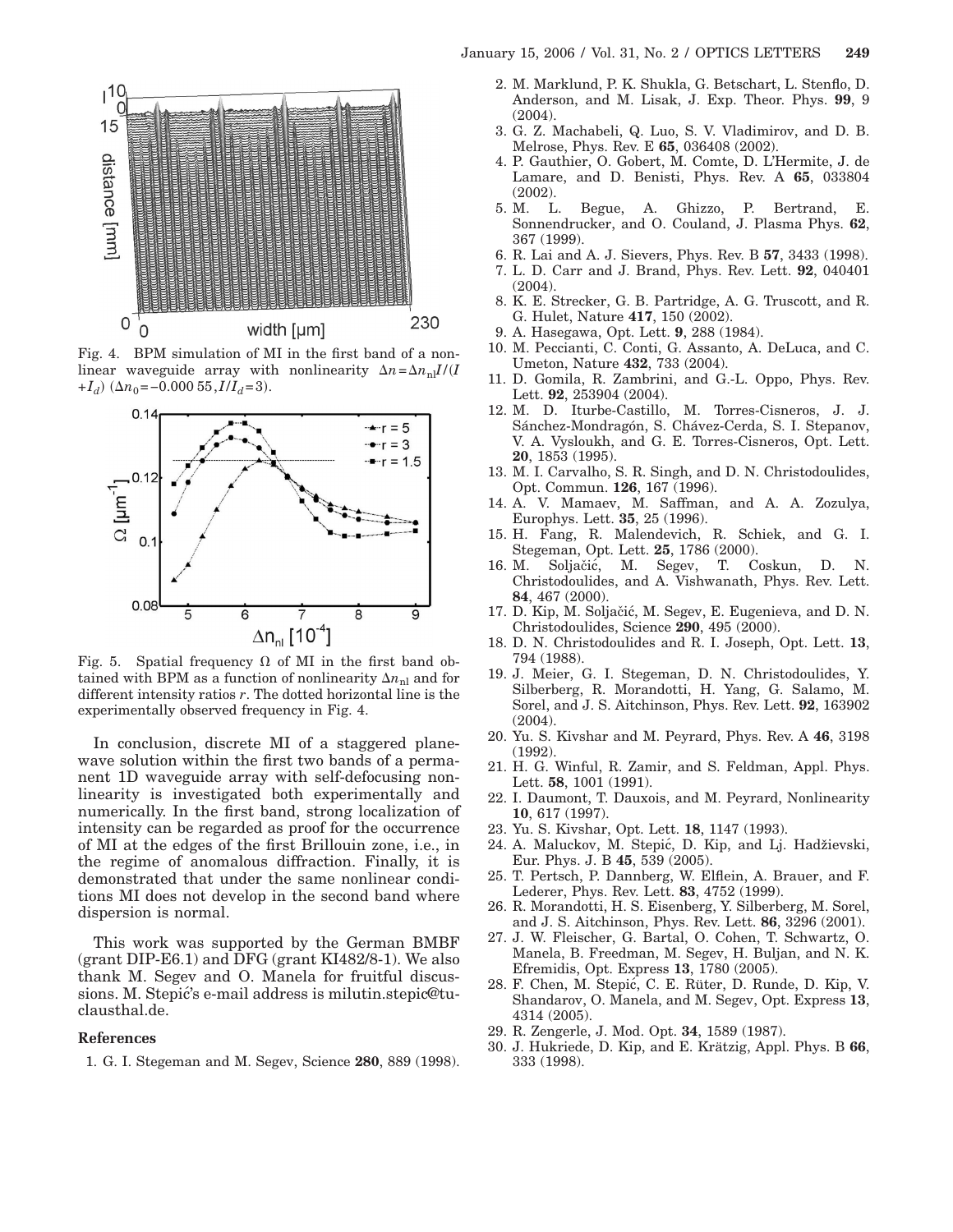10

0

15

distance [mm]

0

0

width [μm]

230

Fig. 4. BPM simulation of MI in the first band of a nonlinear waveguide array with nonlinearity $\Delta n = \Delta n_{\mathrm{nl}} I/(I + I_d)$ ($\Delta n_0 = -0.000\,55, I/I_d = 3$).

0.14

0.12

0.1

0.08

$\Omega$ [μm$^{-1}$]

5 6 7 8 9

$\Delta n_{\mathrm{nl}}$ [$10^{-4}$]

r = 5

r = 3

r = 1.5

Fig. 5. Spatial frequency $\Omega$ of MI in the first band obtained with BPM as a function of nonlinearity $\Delta n_{\mathrm{nl}}$ and for different intensity ratios $r$. The dotted horizontal line is the experimentally observed frequency in Fig. 4.

In conclusion, discrete MI of a staggered plane-wave solution within the first two bands of a permanent 1D waveguide array with self-defocusing nonlinearity is investigated both experimentally and numerically. In the first band, strong localization of intensity can be regarded as proof for the occurrence of MI at the edges of the first Brillouin zone, i.e., in the regime of anomalous diffraction. Finally, it is demonstrated that under the same nonlinear conditions MI does not develop in the second band where dispersion is normal.

This work was supported by the German BMBF (grant DIP-E6.1) and DFG (grant KI482/8-1). We also thank M. Segev and O. Manela for fruitful discussions. M. Stepić's e-mail address is milutin.stepic@tu-clausthal.de.

## References

1. G. I. Stegeman and M. Segev, Science **280**, 889 (1998).
2. M. Marklund, P. K. Shukla, G. Betschart, L. Stenflo, D. Anderson, and M. Lisak, J. Exp. Theor. Phys. **99**, 9 (2004).
3. G. Z. Machabeli, Q. Luo, S. V. Vladimirov, and D. B. Melrose, Phys. Rev. E **65**, 036408 (2002).
4. P. Gauthier, O. Gobert, M. Comte, D. L'Hermite, J. de Lamare, and D. Benisti, Phys. Rev. A **65**, 033804 (2002).
5. M. L. Begue, A. Ghizzo, P. Bertrand, E. Sonnendrucker, and O. Couland, J. Plasma Phys. **62**, 367 (1999).
6. R. Lai and A. J. Sievers, Phys. Rev. B **57**, 3433 (1998).
7. L. D. Carr and J. Brand, Phys. Rev. Lett. **92**, 040401 (2004).
8. K. E. Strecker, G. B. Partridge, A. G. Truscott, and R. G. Hulet, Nature **417**, 150 (2002).
9. A. Hasegawa, Opt. Lett. **9**, 288 (1984).
10. M. Peccianti, C. Conti, G. Assanto, A. DeLuca, and C. Umeton, Nature **432**, 733 (2004).
11. D. Gomila, R. Zambrini, and G.-L. Oppo, Phys. Rev. Lett. **92**, 253904 (2004).
12. M. D. Iturbe-Castillo, M. Torres-Cisneros, J. J. Sánchez-Mondragón, S. Chávez-Cerda, S. I. Stepanov, V. A. Vysloukh, and G. E. Torres-Cisneros, Opt. Lett. **20**, 1853 (1995).
13. M. I. Carvalho, S. R. Singh, and D. N. Christodoulides, Opt. Commun. **126**, 167 (1996).
14. A. V. Mamaev, M. Saffman, and A. A. Zozulya, Europhys. Lett. **35**, 25 (1996).
15. H. Fang, R. Malendevich, R. Schiek, and G. I. Stegeman, Opt. Lett. **25**, 1786 (2000).
16. M. Soljačić, M. Segev, T. Coskun, D. N. Christodoulides, and A. Vishwanath, Phys. Rev. Lett. **84**, 467 (2000).
17. D. Kip, M. Soljačić, M. Segev, E. Eugenieva, and D. N. Christodoulides, Science **290**, 495 (2000).
18. D. N. Christodoulides and R. I. Joseph, Opt. Lett. **13**, 794 (1988).
19. J. Meier, G. I. Stegeman, D. N. Christodoulides, Y. Silberberg, R. Morandotti, H. Yang, G. Salamo, M. Sorel, and J. S. Aitchinson, Phys. Rev. Lett. **92**, 163902 (2004).
20. Yu. S. Kivshar and M. Peyrard, Phys. Rev. A **46**, 3198 (1992).
21. H. G. Winful, R. Zamir, and S. Feldman, Appl. Phys. Lett. **58**, 1001 (1991).
22. I. Daumont, T. Dauxois, and M. Peyrard, Nonlinearity **10**, 617 (1997).
23. Yu. S. Kivshar, Opt. Lett. **18**, 1147 (1993).
24. A. Maluckov, M. Stepić, D. Kip, and Lj. Hadžievski, Eur. Phys. J. B **45**, 539 (2005).
25. T. Pertsch, P. Dannberg, W. Elflein, A. Brauer, and F. Lederer, Phys. Rev. Lett. **83**, 4752 (1999).
26. R. Morandotti, H. S. Eisenberg, Y. Silberberg, M. Sorel, and J. S. Aitchinson, Phys. Rev. Lett. **86**, 3296 (2001).
27. J. W. Fleischer, G. Bartal, O. Cohen, T. Schwartz, O. Manela, B. Freedman, M. Segev, H. Buljan, and N. K. Efremidis, Opt. Express **13**, 1780 (2005).
28. F. Chen, M. Stepić, C. E. Rüter, D. Runde, D. Kip, V. Shandarov, O. Manela, and M. Segev, Opt. Express **13**, 4314 (2005).
29. R. Zengerle, J. Mod. Opt. **34**, 1589 (1987).
30. J. Hukriede, D. Kip, and E. Krätzig, Appl. Phys. B **66**, 333 (1998).